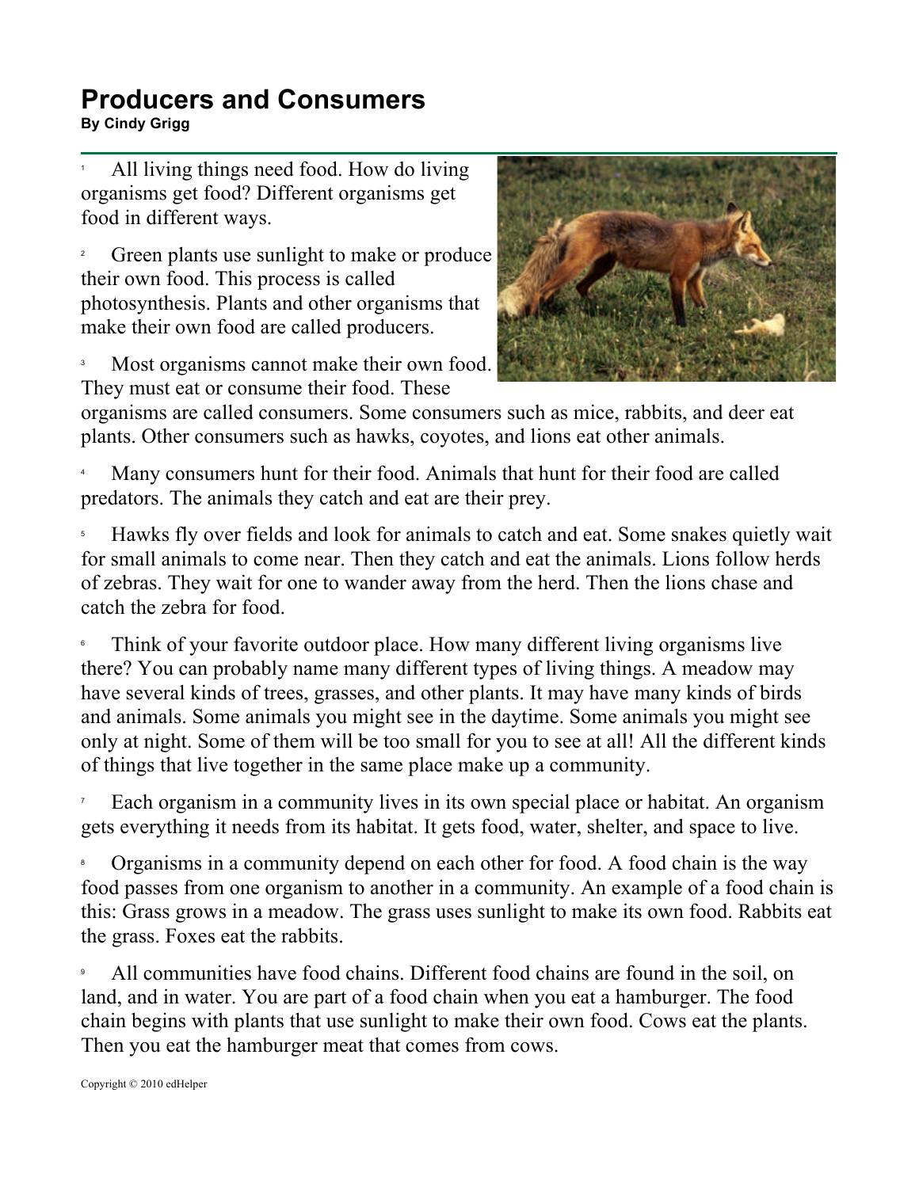# Producers and Consumers

**By Cindy Grigg**

1 All living things need food. How do living organisms get food? Different organisms get food in different ways.

2 Green plants use sunlight to make or produce their own food. This process is called photosynthesis. Plants and other organisms that make their own food are called producers.

3 Most organisms cannot make their own food. They must eat or consume their food. These organisms are called consumers. Some consumers such as mice, rabbits, and deer eat plants. Other consumers such as hawks, coyotes, and lions eat other animals.

4 Many consumers hunt for their food. Animals that hunt for their food are called predators. The animals they catch and eat are their prey.

5 Hawks fly over fields and look for animals to catch and eat. Some snakes quietly wait for small animals to come near. Then they catch and eat the animals. Lions follow herds of zebras. They wait for one to wander away from the herd. Then the lions chase and catch the zebra for food.

6 Think of your favorite outdoor place. How many different living organisms live there? You can probably name many different types of living things. A meadow may have several kinds of trees, grasses, and other plants. It may have many kinds of birds and animals. Some animals you might see in the daytime. Some animals you might see only at night. Some of them will be too small for you to see at all! All the different kinds of things that live together in the same place make up a community.

7 Each organism in a community lives in its own special place or habitat. An organism gets everything it needs from its habitat. It gets food, water, shelter, and space to live.

8 Organisms in a community depend on each other for food. A food chain is the way food passes from one organism to another in a community. An example of a food chain is this: Grass grows in a meadow. The grass uses sunlight to make its own food. Rabbits eat the grass. Foxes eat the rabbits.

9 All communities have food chains. Different food chains are found in the soil, on land, and in water. You are part of a food chain when you eat a hamburger. The food chain begins with plants that use sunlight to make their own food. Cows eat the plants. Then you eat the hamburger meat that comes from cows.

Copyright © 2010 edHelper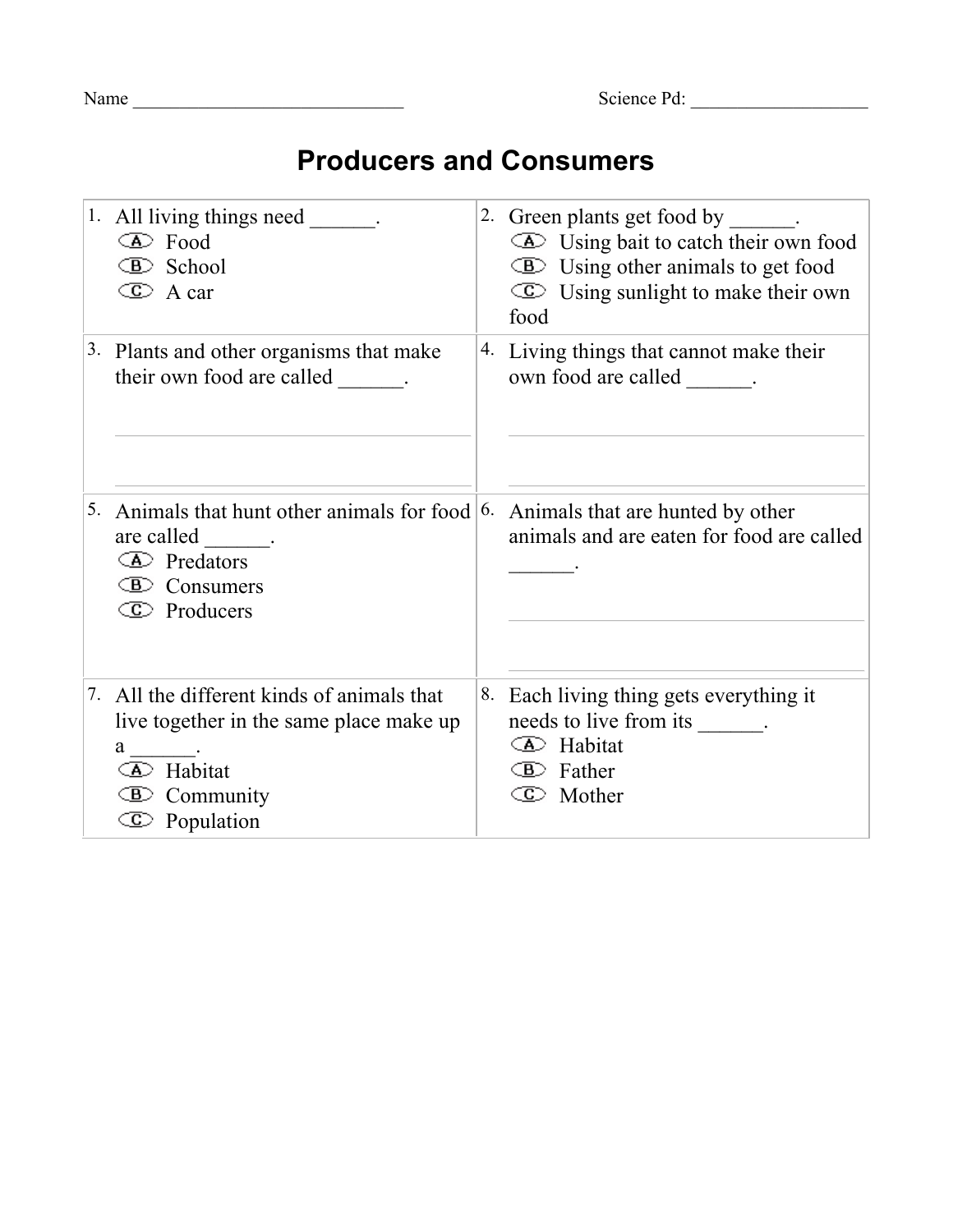Name ______________________________ Science Pd: ___________________

# Producers and Consumers

1. All living things need ______.
   - (A) Food
   - (B) School
   - (C) A car

2. Green plants get food by ______.
   - (A) Using bait to catch their own food
   - (B) Using other animals to get food
   - (C) Using sunlight to make their own food

3. Plants and other organisms that make their own food are called ______.

   ______________________________

   ______________________________

4. Living things that cannot make their own food are called ______.

   ______________________________

   ______________________________

5. Animals that hunt other animals for food are called ______.
   - (A) Predators
   - (B) Consumers
   - (C) Producers

6. Animals that are hunted by other animals and are eaten for food are called ______.

   ______________________________

   ______________________________

7. All the different kinds of animals that live together in the same place make up a ______.
   - (A) Habitat
   - (B) Community
   - (C) Population

8. Each living thing gets everything it needs to live from its ______.
   - (A) Habitat
   - (B) Father
   - (C) Mother